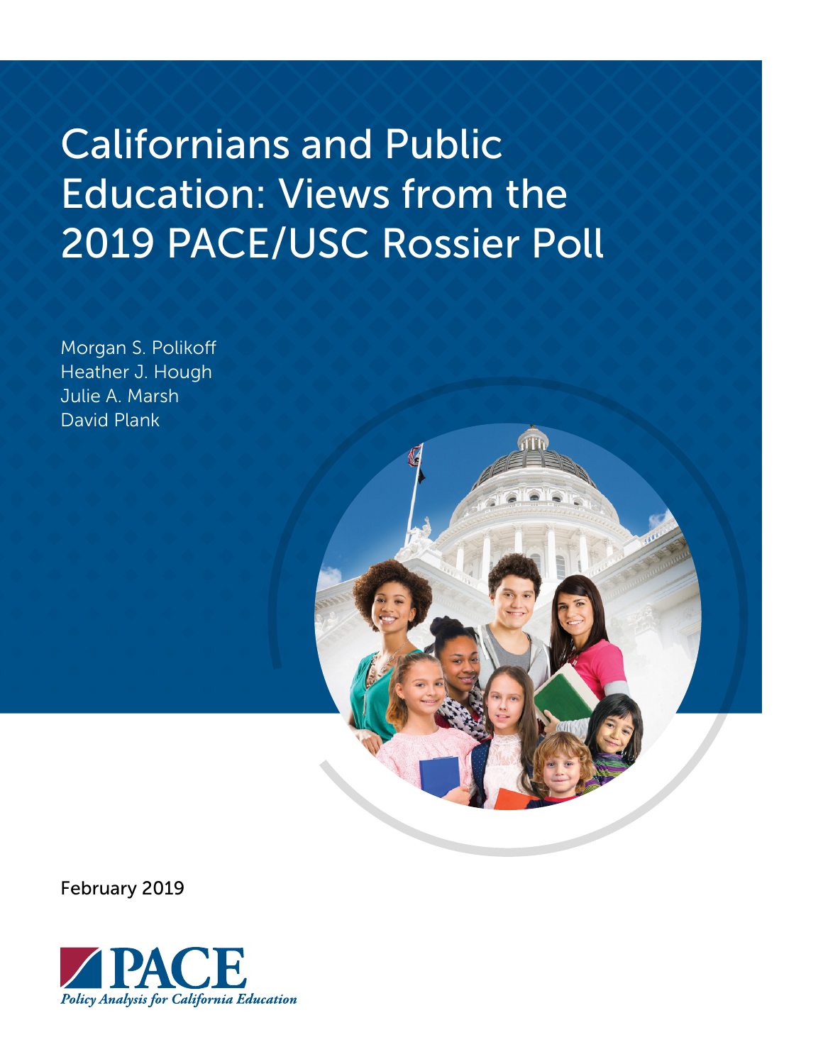# Californians and Public Education: Views from the 2019 PACE/USC Rossier Poll

Morgan S. Polikoff
Heather J. Hough
Julie A. Marsh
David Plank

February 2019

PACE
*Policy Analysis for California Education*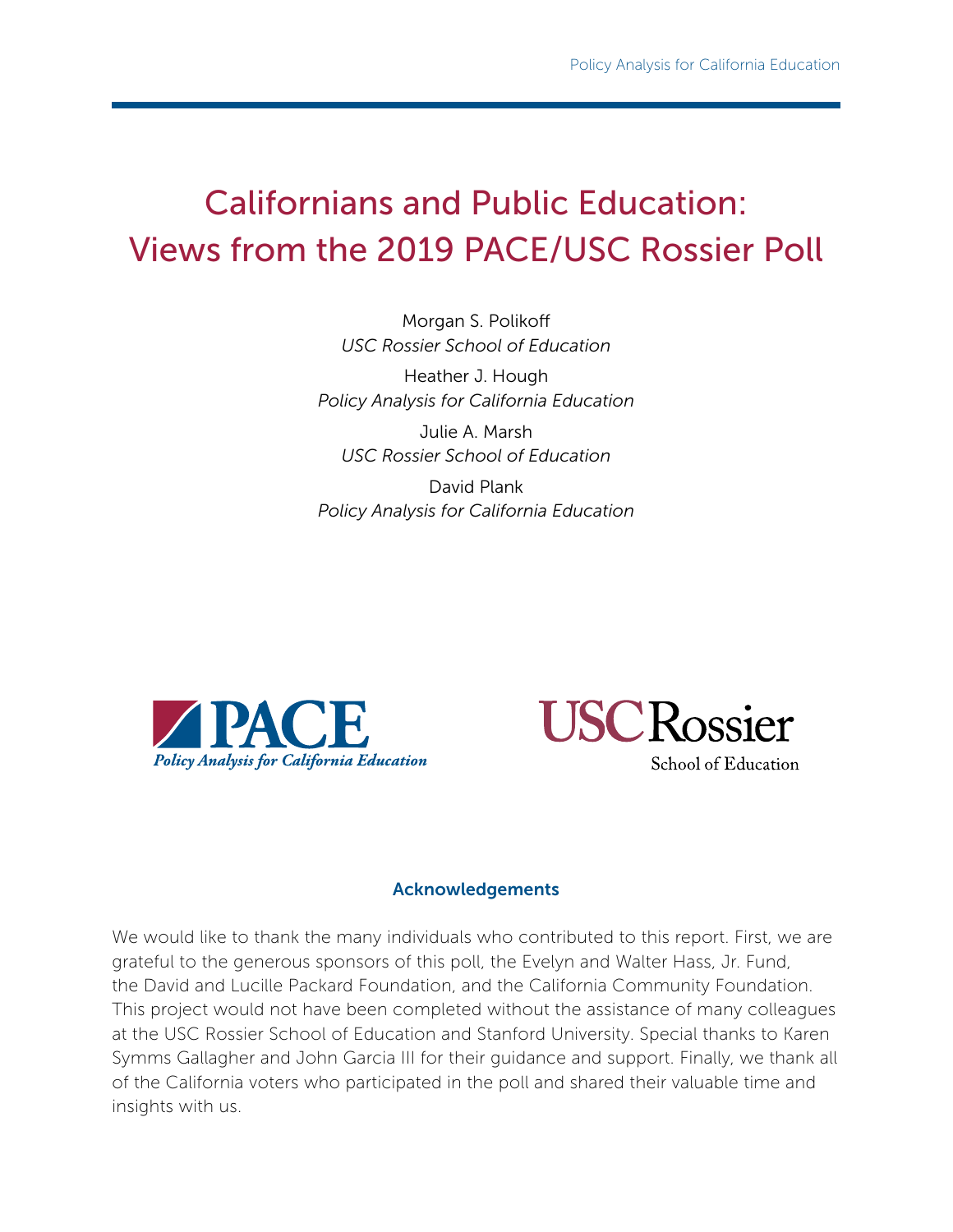# Californians and Public Education: Views from the 2019 PACE/USC Rossier Poll

Morgan S. Polikoff
*USC Rossier School of Education*

Heather J. Hough
*Policy Analysis for California Education*

Julie A. Marsh
*USC Rossier School of Education*

David Plank
*Policy Analysis for California Education*

## Acknowledgements

We would like to thank the many individuals who contributed to this report. First, we are grateful to the generous sponsors of this poll, the Evelyn and Walter Hass, Jr. Fund, the David and Lucille Packard Foundation, and the California Community Foundation. This project would not have been completed without the assistance of many colleagues at the USC Rossier School of Education and Stanford University. Special thanks to Karen Symms Gallagher and John Garcia III for their guidance and support. Finally, we thank all of the California voters who participated in the poll and shared their valuable time and insights with us.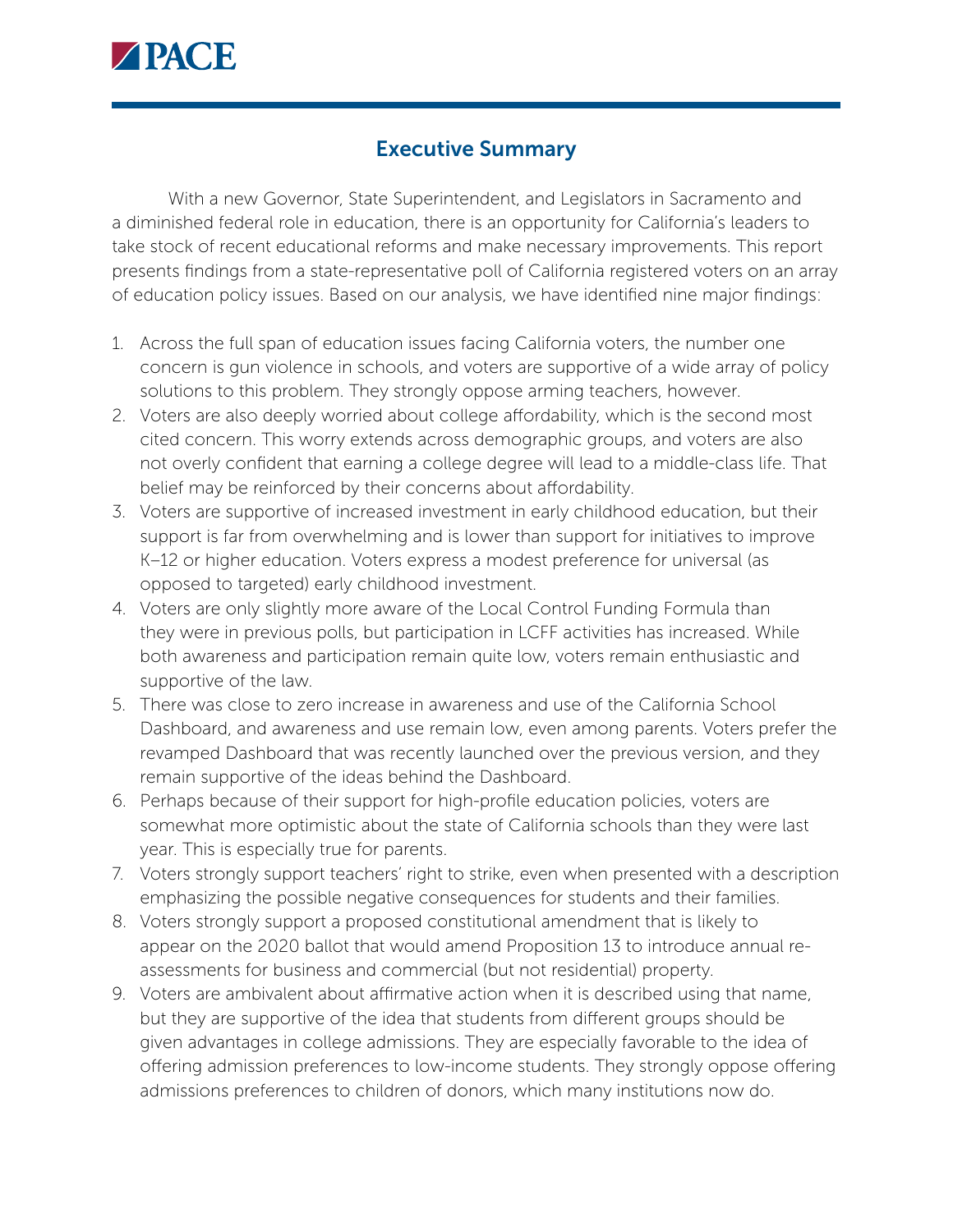## Executive Summary

With a new Governor, State Superintendent, and Legislators in Sacramento and a diminished federal role in education, there is an opportunity for California's leaders to take stock of recent educational reforms and make necessary improvements. This report presents findings from a state-representative poll of California registered voters on an array of education policy issues. Based on our analysis, we have identified nine major findings:

1. Across the full span of education issues facing California voters, the number one concern is gun violence in schools, and voters are supportive of a wide array of policy solutions to this problem. They strongly oppose arming teachers, however.
2. Voters are also deeply worried about college affordability, which is the second most cited concern. This worry extends across demographic groups, and voters are also not overly confident that earning a college degree will lead to a middle-class life. That belief may be reinforced by their concerns about affordability.
3. Voters are supportive of increased investment in early childhood education, but their support is far from overwhelming and is lower than support for initiatives to improve K–12 or higher education. Voters express a modest preference for universal (as opposed to targeted) early childhood investment.
4. Voters are only slightly more aware of the Local Control Funding Formula than they were in previous polls, but participation in LCFF activities has increased. While both awareness and participation remain quite low, voters remain enthusiastic and supportive of the law.
5. There was close to zero increase in awareness and use of the California School Dashboard, and awareness and use remain low, even among parents. Voters prefer the revamped Dashboard that was recently launched over the previous version, and they remain supportive of the ideas behind the Dashboard.
6. Perhaps because of their support for high-profile education policies, voters are somewhat more optimistic about the state of California schools than they were last year. This is especially true for parents.
7. Voters strongly support teachers' right to strike, even when presented with a description emphasizing the possible negative consequences for students and their families.
8. Voters strongly support a proposed constitutional amendment that is likely to appear on the 2020 ballot that would amend Proposition 13 to introduce annual re-assessments for business and commercial (but not residential) property.
9. Voters are ambivalent about affirmative action when it is described using that name, but they are supportive of the idea that students from different groups should be given advantages in college admissions. They are especially favorable to the idea of offering admission preferences to low-income students. They strongly oppose offering admissions preferences to children of donors, which many institutions now do.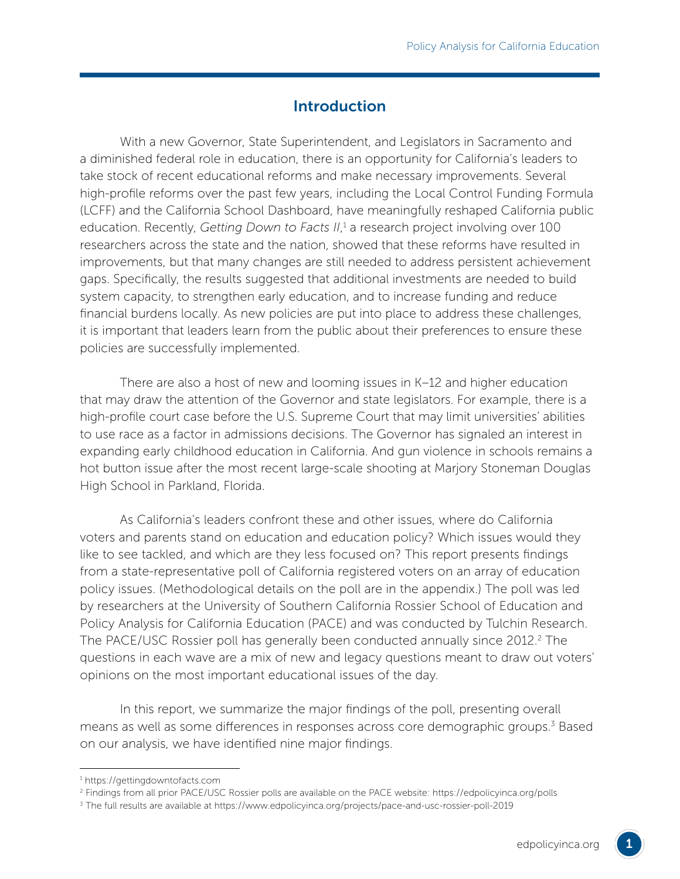## Introduction

With a new Governor, State Superintendent, and Legislators in Sacramento and a diminished federal role in education, there is an opportunity for California's leaders to take stock of recent educational reforms and make necessary improvements. Several high-profile reforms over the past few years, including the Local Control Funding Formula (LCFF) and the California School Dashboard, have meaningfully reshaped California public education. Recently, *Getting Down to Facts II*,[1] a research project involving over 100 researchers across the state and the nation, showed that these reforms have resulted in improvements, but that many changes are still needed to address persistent achievement gaps. Specifically, the results suggested that additional investments are needed to build system capacity, to strengthen early education, and to increase funding and reduce financial burdens locally. As new policies are put into place to address these challenges, it is important that leaders learn from the public about their preferences to ensure these policies are successfully implemented.

There are also a host of new and looming issues in K–12 and higher education that may draw the attention of the Governor and state legislators. For example, there is a high-profile court case before the U.S. Supreme Court that may limit universities' abilities to use race as a factor in admissions decisions. The Governor has signaled an interest in expanding early childhood education in California. And gun violence in schools remains a hot button issue after the most recent large-scale shooting at Marjory Stoneman Douglas High School in Parkland, Florida.

As California's leaders confront these and other issues, where do California voters and parents stand on education and education policy? Which issues would they like to see tackled, and which are they less focused on? This report presents findings from a state-representative poll of California registered voters on an array of education policy issues. (Methodological details on the poll are in the appendix.) The poll was led by researchers at the University of Southern California Rossier School of Education and Policy Analysis for California Education (PACE) and was conducted by Tulchin Research. The PACE/USC Rossier poll has generally been conducted annually since 2012.[2] The questions in each wave are a mix of new and legacy questions meant to draw out voters' opinions on the most important educational issues of the day.

In this report, we summarize the major findings of the poll, presenting overall means as well as some differences in responses across core demographic groups.[3] Based on our analysis, we have identified nine major findings.

[1] https://gettingdowntofacts.com

[2] Findings from all prior PACE/USC Rossier polls are available on the PACE website: https://edpolicyinca.org/polls

[3] The full results are available at https://www.edpolicyinca.org/projects/pace-and-usc-rossier-poll-2019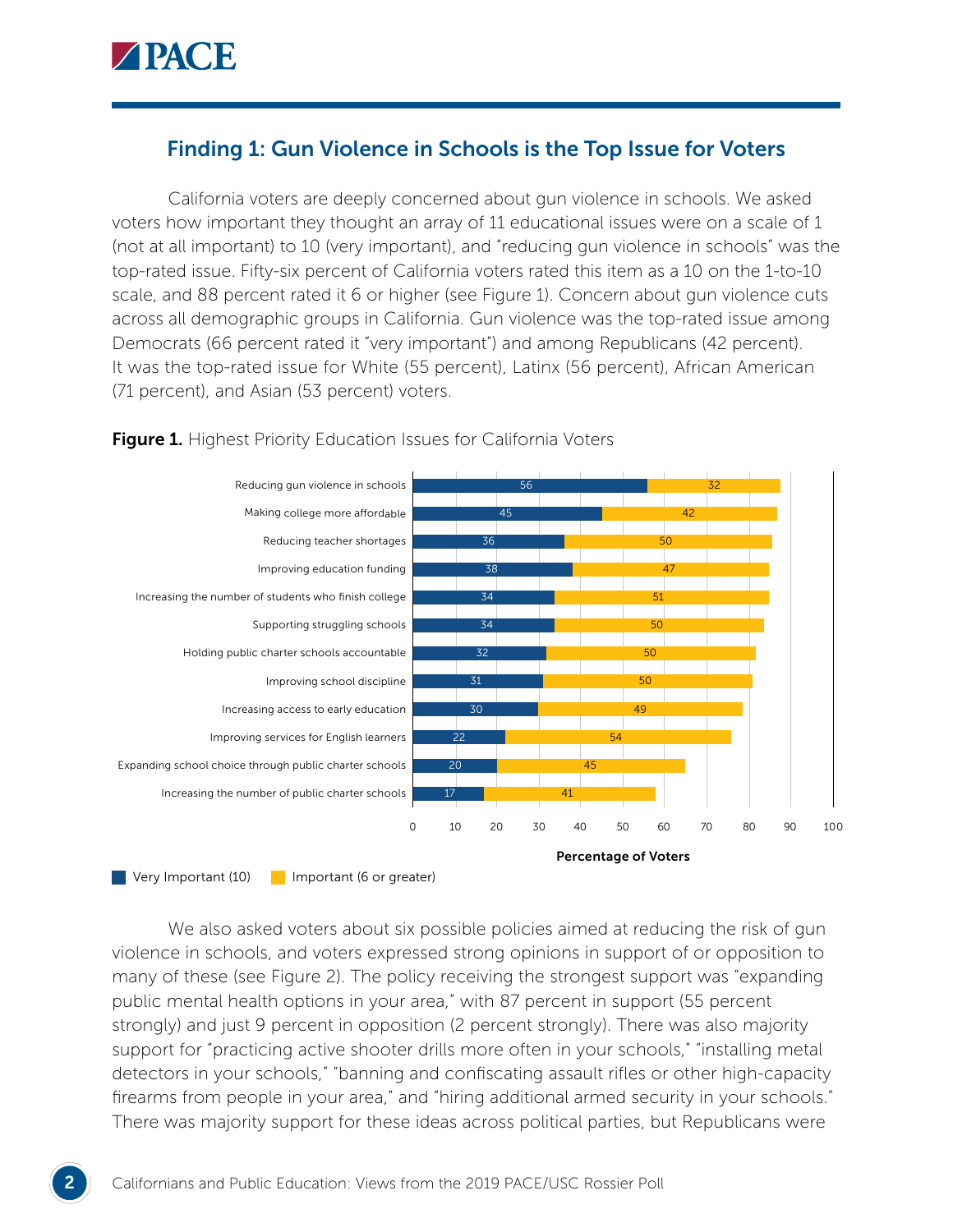## Finding 1: Gun Violence in Schools is the Top Issue for Voters

California voters are deeply concerned about gun violence in schools. We asked voters how important they thought an array of 11 educational issues were on a scale of 1 (not at all important) to 10 (very important), and "reducing gun violence in schools" was the top-rated issue. Fifty-six percent of California voters rated this item as a 10 on the 1-to-10 scale, and 88 percent rated it 6 or higher (see Figure 1). Concern about gun violence cuts across all demographic groups in California. Gun violence was the top-rated issue among Democrats (66 percent rated it "very important") and among Republicans (42 percent). It was the top-rated issue for White (55 percent), Latinx (56 percent), African American (71 percent), and Asian (53 percent) voters.

**Figure 1.** Highest Priority Education Issues for California Voters

| Issue | Very Important (10) | Important (6 or greater) |
| --- | --- | --- |
| Reducing gun violence in schools | 56 | 32 |
| Making college more affordable | 45 | 42 |
| Reducing teacher shortages | 36 | 50 |
| Improving education funding | 38 | 47 |
| Increasing the number of students who finish college | 34 | 51 |
| Supporting struggling schools | 34 | 50 |
| Holding public charter schools accountable | 32 | 50 |
| Improving school discipline | 31 | 50 |
| Increasing access to early education | 30 | 49 |
| Improving services for English learners | 22 | 54 |
| Expanding school choice through public charter schools | 20 | 45 |
| Increasing the number of public charter schools | 17 | 41 |

Percentage of Voters

We also asked voters about six possible policies aimed at reducing the risk of gun violence in schools, and voters expressed strong opinions in support of or opposition to many of these (see Figure 2). The policy receiving the strongest support was "expanding public mental health options in your area," with 87 percent in support (55 percent strongly) and just 9 percent in opposition (2 percent strongly). There was also majority support for "practicing active shooter drills more often in your schools," "installing metal detectors in your schools," "banning and confiscating assault rifles or other high-capacity firearms from people in your area," and "hiring additional armed security in your schools." There was majority support for these ideas across political parties, but Republicans were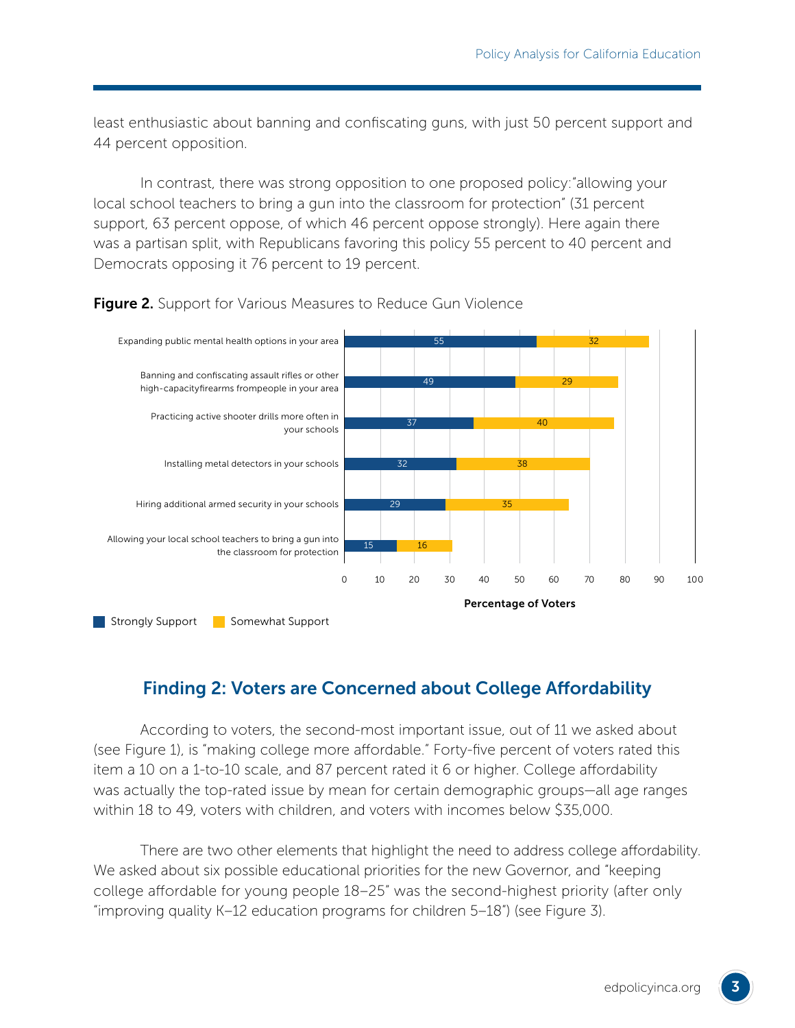least enthusiastic about banning and confiscating guns, with just 50 percent support and 44 percent opposition.

In contrast, there was strong opposition to one proposed policy:"allowing your local school teachers to bring a gun into the classroom for protection" (31 percent support, 63 percent oppose, of which 46 percent oppose strongly). Here again there was a partisan split, with Republicans favoring this policy 55 percent to 40 percent and Democrats opposing it 76 percent to 19 percent.

**Figure 2.** Support for Various Measures to Reduce Gun Violence

| Measure | Strongly Support | Somewhat Support |
|---|---|---|
| Expanding public mental health options in your area | 55 | 32 |
| Banning and confiscating assault rifles or other high-capacityfirearms frompeople in your area | 49 | 29 |
| Practicing active shooter drills more often in your schools | 37 | 40 |
| Installing metal detectors in your schools | 32 | 38 |
| Hiring additional armed security in your schools | 29 | 35 |
| Allowing your local school teachers to bring a gun into the classroom for protection | 15 | 16 |

Percentage of Voters

## Finding 2: Voters are Concerned about College Affordability

According to voters, the second-most important issue, out of 11 we asked about (see Figure 1), is "making college more affordable." Forty-five percent of voters rated this item a 10 on a 1-to-10 scale, and 87 percent rated it 6 or higher. College affordability was actually the top-rated issue by mean for certain demographic groups—all age ranges within 18 to 49, voters with children, and voters with incomes below $35,000.

There are two other elements that highlight the need to address college affordability. We asked about six possible educational priorities for the new Governor, and "keeping college affordable for young people 18–25" was the second-highest priority (after only "improving quality K–12 education programs for children 5–18") (see Figure 3).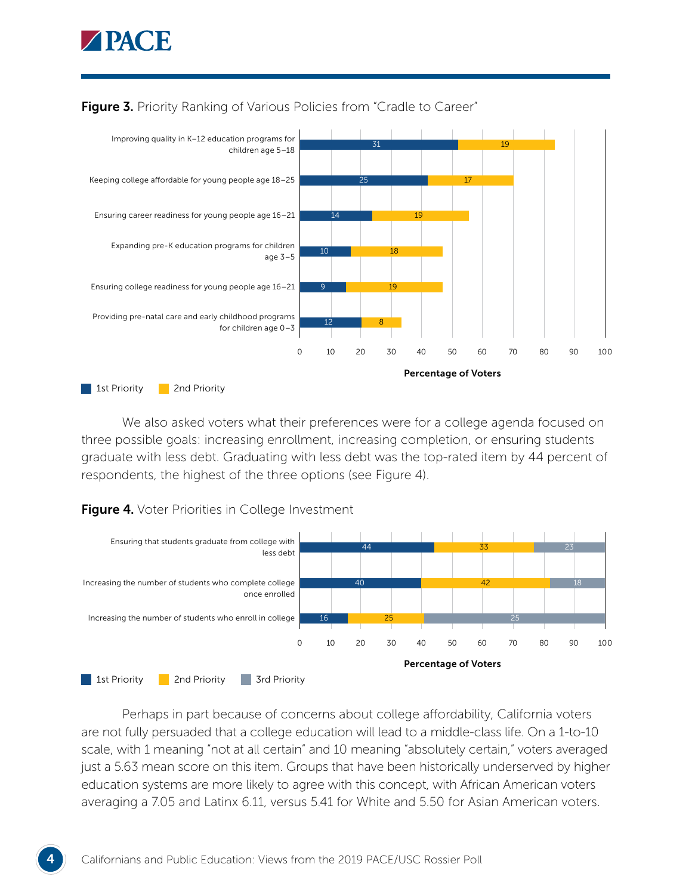**Figure 3.** Priority Ranking of Various Policies from "Cradle to Career"

| Policy | 1st Priority | 2nd Priority |
|---|---|---|
| Improving quality in K–12 education programs for children age 5–18 | 31 | 19 |
| Keeping college affordable for young people age 18–25 | 25 | 17 |
| Ensuring career readiness for young people age 16–21 | 14 | 19 |
| Expanding pre-K education programs for children age 3–5 | 10 | 18 |
| Ensuring college readiness for young people age 16–21 | 9 | 19 |
| Providing pre-natal care and early childhood programs for children age 0–3 | 12 | 8 |

Percentage of Voters

We also asked voters what their preferences were for a college agenda focused on three possible goals: increasing enrollment, increasing completion, or ensuring students graduate with less debt. Graduating with less debt was the top-rated item by 44 percent of respondents, the highest of the three options (see Figure 4).

**Figure 4.** Voter Priorities in College Investment

| Goal | 1st Priority | 2nd Priority | 3rd Priority |
|---|---|---|---|
| Ensuring that students graduate from college with less debt | 44 | 33 | 23 |
| Increasing the number of students who complete college once enrolled | 40 | 42 | 18 |
| Increasing the number of students who enroll in college | 16 | 25 | 25 |

Percentage of Voters

Perhaps in part because of concerns about college affordability, California voters are not fully persuaded that a college education will lead to a middle-class life. On a 1-to-10 scale, with 1 meaning "not at all certain" and 10 meaning "absolutely certain," voters averaged just a 5.63 mean score on this item. Groups that have been historically underserved by higher education systems are more likely to agree with this concept, with African American voters averaging a 7.05 and Latinx 6.11, versus 5.41 for White and 5.50 for Asian American voters.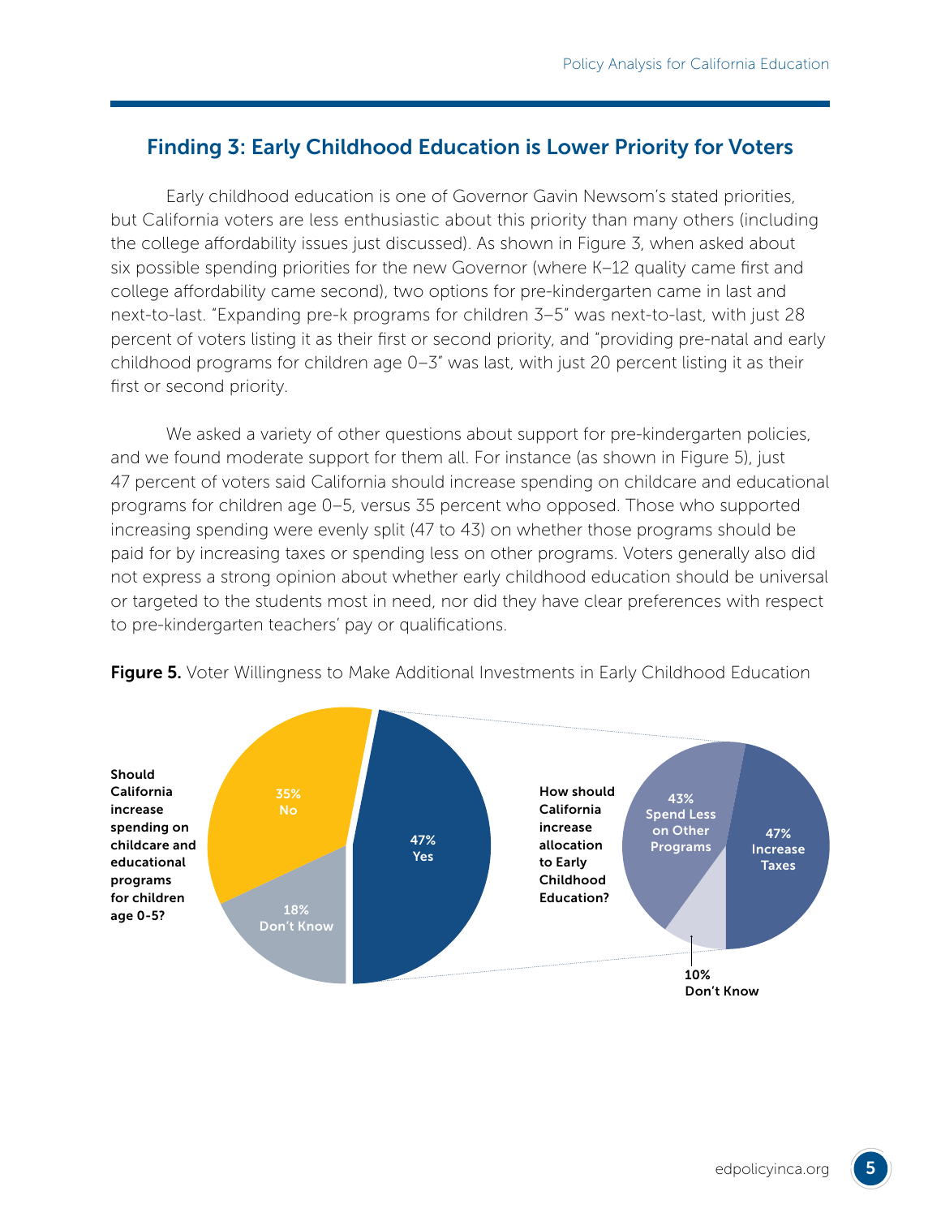## Finding 3: Early Childhood Education is Lower Priority for Voters

Early childhood education is one of Governor Gavin Newsom's stated priorities, but California voters are less enthusiastic about this priority than many others (including the college affordability issues just discussed). As shown in Figure 3, when asked about six possible spending priorities for the new Governor (where K–12 quality came first and college affordability came second), two options for pre-kindergarten came in last and next-to-last. "Expanding pre-k programs for children 3–5" was next-to-last, with just 28 percent of voters listing it as their first or second priority, and "providing pre-natal and early childhood programs for children age 0–3" was last, with just 20 percent listing it as their first or second priority.

We asked a variety of other questions about support for pre-kindergarten policies, and we found moderate support for them all. For instance (as shown in Figure 5), just 47 percent of voters said California should increase spending on childcare and educational programs for children age 0–5, versus 35 percent who opposed. Those who supported increasing spending were evenly split (47 to 43) on whether those programs should be paid for by increasing taxes or spending less on other programs. Voters generally also did not express a strong opinion about whether early childhood education should be universal or targeted to the students most in need, nor did they have clear preferences with respect to pre-kindergarten teachers' pay or qualifications.

**Figure 5.** Voter Willingness to Make Additional Investments in Early Childhood Education

**Should California increase spending on childcare and educational programs for children age 0-5?**

- 47% Yes
- 35% No
- 18% Don't Know

**How should California increase allocation to Early Childhood Education?**

- 47% Increase Taxes
- 43% Spend Less on Other Programs
- 10% Don't Know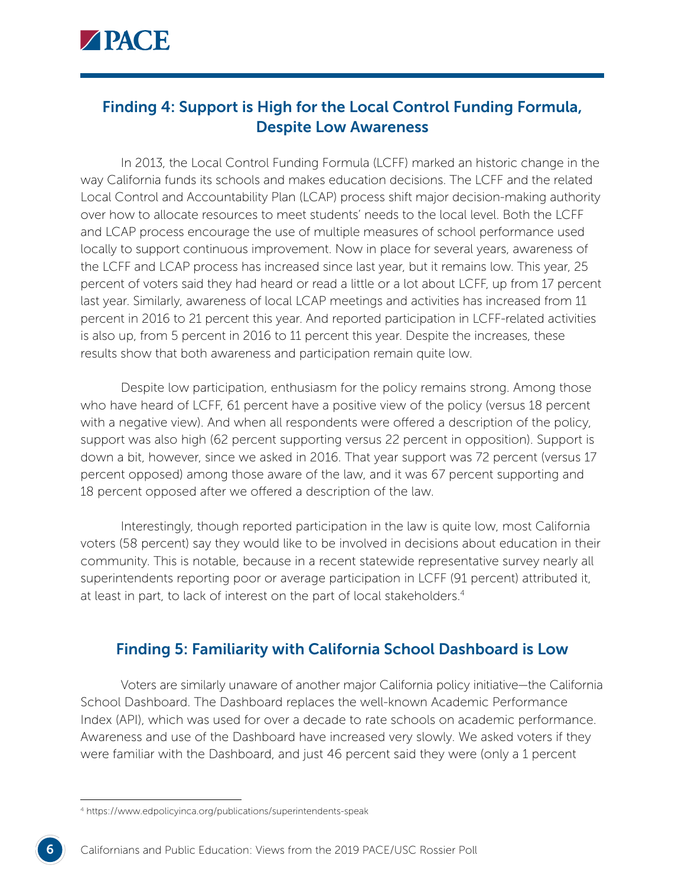## Finding 4: Support is High for the Local Control Funding Formula, Despite Low Awareness

In 2013, the Local Control Funding Formula (LCFF) marked an historic change in the way California funds its schools and makes education decisions. The LCFF and the related Local Control and Accountability Plan (LCAP) process shift major decision-making authority over how to allocate resources to meet students' needs to the local level. Both the LCFF and LCAP process encourage the use of multiple measures of school performance used locally to support continuous improvement. Now in place for several years, awareness of the LCFF and LCAP process has increased since last year, but it remains low. This year, 25 percent of voters said they had heard or read a little or a lot about LCFF, up from 17 percent last year. Similarly, awareness of local LCAP meetings and activities has increased from 11 percent in 2016 to 21 percent this year. And reported participation in LCFF-related activities is also up, from 5 percent in 2016 to 11 percent this year. Despite the increases, these results show that both awareness and participation remain quite low.

Despite low participation, enthusiasm for the policy remains strong. Among those who have heard of LCFF, 61 percent have a positive view of the policy (versus 18 percent with a negative view). And when all respondents were offered a description of the policy, support was also high (62 percent supporting versus 22 percent in opposition). Support is down a bit, however, since we asked in 2016. That year support was 72 percent (versus 17 percent opposed) among those aware of the law, and it was 67 percent supporting and 18 percent opposed after we offered a description of the law.

Interestingly, though reported participation in the law is quite low, most California voters (58 percent) say they would like to be involved in decisions about education in their community. This is notable, because in a recent statewide representative survey nearly all superintendents reporting poor or average participation in LCFF (91 percent) attributed it, at least in part, to lack of interest on the part of local stakeholders.[4]

## Finding 5: Familiarity with California School Dashboard is Low

Voters are similarly unaware of another major California policy initiative—the California School Dashboard. The Dashboard replaces the well-known Academic Performance Index (API), which was used for over a decade to rate schools on academic performance. Awareness and use of the Dashboard have increased very slowly. We asked voters if they were familiar with the Dashboard, and just 46 percent said they were (only a 1 percent

---

[4] https://www.edpolicyinca.org/publications/superintendents-speak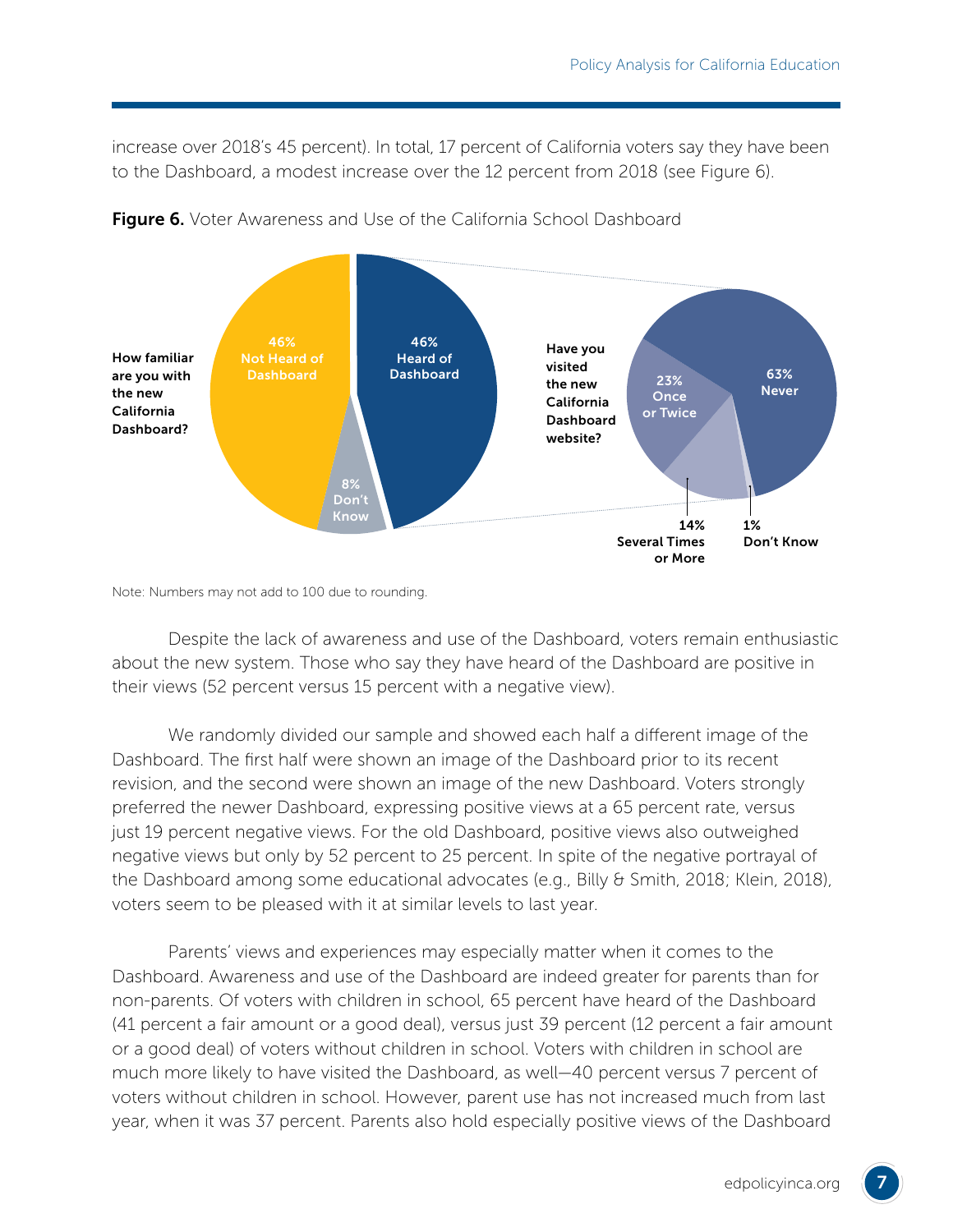increase over 2018's 45 percent). In total, 17 percent of California voters say they have been to the Dashboard, a modest increase over the 12 percent from 2018 (see Figure 6).

**Figure 6.** Voter Awareness and Use of the California School Dashboard

How familiar are you with the new California Dashboard?

- 46% Not Heard of Dashboard
- 46% Heard of Dashboard
- 8% Don't Know

Have you visited the new California Dashboard website?

- 63% Never
- 23% Once or Twice
- 14% Several Times or More
- 1% Don't Know

Note: Numbers may not add to 100 due to rounding.

Despite the lack of awareness and use of the Dashboard, voters remain enthusiastic about the new system. Those who say they have heard of the Dashboard are positive in their views (52 percent versus 15 percent with a negative view).

We randomly divided our sample and showed each half a different image of the Dashboard. The first half were shown an image of the Dashboard prior to its recent revision, and the second were shown an image of the new Dashboard. Voters strongly preferred the newer Dashboard, expressing positive views at a 65 percent rate, versus just 19 percent negative views. For the old Dashboard, positive views also outweighed negative views but only by 52 percent to 25 percent. In spite of the negative portrayal of the Dashboard among some educational advocates (e.g., Billy & Smith, 2018; Klein, 2018), voters seem to be pleased with it at similar levels to last year.

Parents' views and experiences may especially matter when it comes to the Dashboard. Awareness and use of the Dashboard are indeed greater for parents than for non-parents. Of voters with children in school, 65 percent have heard of the Dashboard (41 percent a fair amount or a good deal), versus just 39 percent (12 percent a fair amount or a good deal) of voters without children in school. Voters with children in school are much more likely to have visited the Dashboard, as well—40 percent versus 7 percent of voters without children in school. However, parent use has not increased much from last year, when it was 37 percent. Parents also hold especially positive views of the Dashboard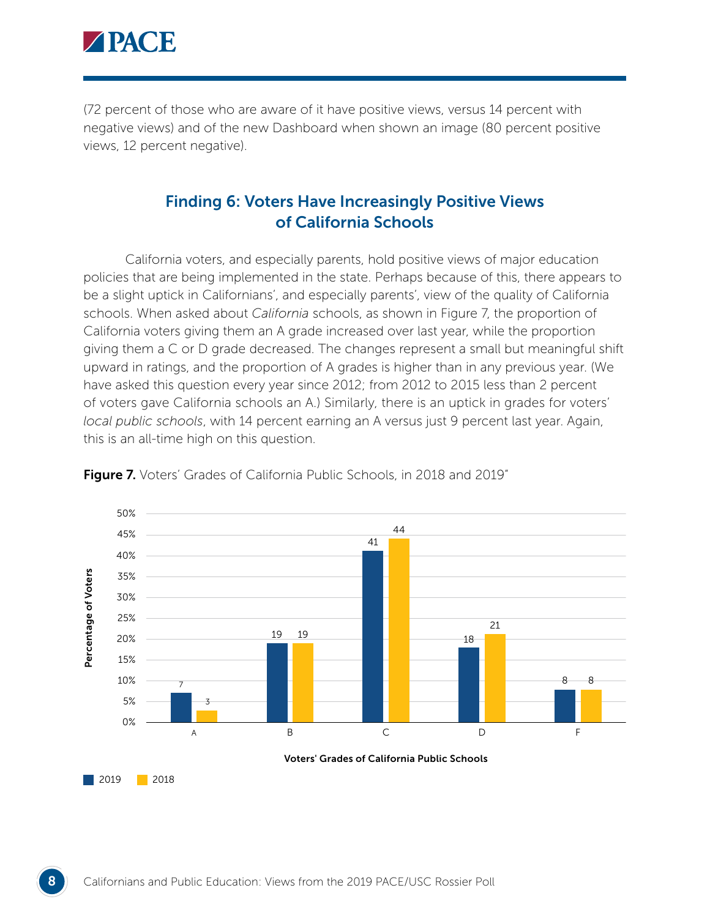(72 percent of those who are aware of it have positive views, versus 14 percent with negative views) and of the new Dashboard when shown an image (80 percent positive views, 12 percent negative).

## Finding 6: Voters Have Increasingly Positive Views of California Schools

California voters, and especially parents, hold positive views of major education policies that are being implemented in the state. Perhaps because of this, there appears to be a slight uptick in Californians', and especially parents', view of the quality of California schools. When asked about *California* schools, as shown in Figure 7, the proportion of California voters giving them an A grade increased over last year, while the proportion giving them a C or D grade decreased. The changes represent a small but meaningful shift upward in ratings, and the proportion of A grades is higher than in any previous year. (We have asked this question every year since 2012; from 2012 to 2015 less than 2 percent of voters gave California schools an A.) Similarly, there is an uptick in grades for voters' *local public schools*, with 14 percent earning an A versus just 9 percent last year. Again, this is an all-time high on this question.

**Figure 7.** Voters' Grades of California Public Schools, in 2018 and 2019"

| Voters' Grades of California Public Schools | 2019 | 2018 |
|---|---|---|
| A | 7 | 3 |
| B | 19 | 19 |
| C | 41 | 44 |
| D | 18 | 21 |
| F | 8 | 8 |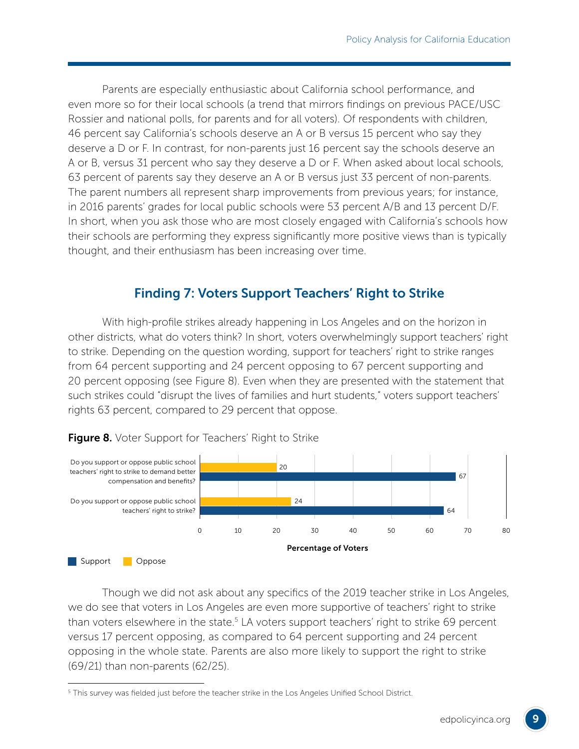Parents are especially enthusiastic about California school performance, and even more so for their local schools (a trend that mirrors findings on previous PACE/USC Rossier and national polls, for parents and for all voters). Of respondents with children, 46 percent say California's schools deserve an A or B versus 15 percent who say they deserve a D or F. In contrast, for non-parents just 16 percent say the schools deserve an A or B, versus 31 percent who say they deserve a D or F. When asked about local schools, 63 percent of parents say they deserve an A or B versus just 33 percent of non-parents. The parent numbers all represent sharp improvements from previous years; for instance, in 2016 parents' grades for local public schools were 53 percent A/B and 13 percent D/F. In short, when you ask those who are most closely engaged with California's schools how their schools are performing they express significantly more positive views than is typically thought, and their enthusiasm has been increasing over time.

## Finding 7: Voters Support Teachers' Right to Strike

With high-profile strikes already happening in Los Angeles and on the horizon in other districts, what do voters think? In short, voters overwhelmingly support teachers' right to strike. Depending on the question wording, support for teachers' right to strike ranges from 64 percent supporting and 24 percent opposing to 67 percent supporting and 20 percent opposing (see Figure 8). Even when they are presented with the statement that such strikes could "disrupt the lives of families and hurt students," voters support teachers' rights 63 percent, compared to 29 percent that oppose.

**Figure 8.** Voter Support for Teachers' Right to Strike

| Question | Support | Oppose |
| --- | --- | --- |
| Do you support or oppose public school teachers' right to strike to demand better compensation and benefits? | 67 | 20 |
| Do you support or oppose public school teachers' right to strike? | 64 | 24 |

Percentage of Voters

Though we did not ask about any specifics of the 2019 teacher strike in Los Angeles, we do see that voters in Los Angeles are even more supportive of teachers' right to strike than voters elsewhere in the state.[5] LA voters support teachers' right to strike 69 percent versus 17 percent opposing, as compared to 64 percent supporting and 24 percent opposing in the whole state. Parents are also more likely to support the right to strike (69/21) than non-parents (62/25).

[5] This survey was fielded just before the teacher strike in the Los Angeles Unified School District.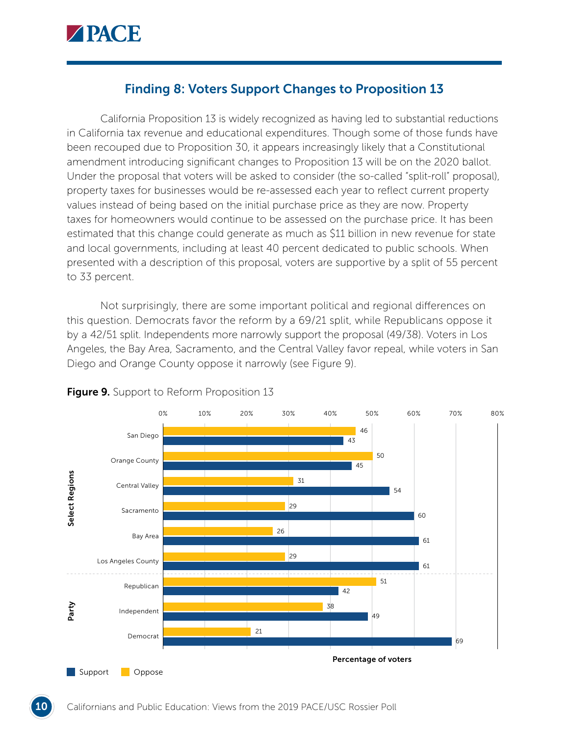## Finding 8: Voters Support Changes to Proposition 13

California Proposition 13 is widely recognized as having led to substantial reductions in California tax revenue and educational expenditures. Though some of those funds have been recouped due to Proposition 30, it appears increasingly likely that a Constitutional amendment introducing significant changes to Proposition 13 will be on the 2020 ballot. Under the proposal that voters will be asked to consider (the so-called "split-roll" proposal), property taxes for businesses would be re-assessed each year to reflect current property values instead of being based on the initial purchase price as they are now. Property taxes for homeowners would continue to be assessed on the purchase price. It has been estimated that this change could generate as much as $11 billion in new revenue for state and local governments, including at least 40 percent dedicated to public schools. When presented with a description of this proposal, voters are supportive by a split of 55 percent to 33 percent.

Not surprisingly, there are some important political and regional differences on this question. Democrats favor the reform by a 69/21 split, while Republicans oppose it by a 42/51 split. Independents more narrowly support the proposal (49/38). Voters in Los Angeles, the Bay Area, Sacramento, and the Central Valley favor repeal, while voters in San Diego and Orange County oppose it narrowly (see Figure 9).

**Figure 9.** Support to Reform Proposition 13

| Group | | Support (%) | Oppose (%) |
|---|---|---|---|
| Select Regions | San Diego | 43 | 46 |
| | Orange County | 45 | 50 |
| | Central Valley | 54 | 31 |
| | Sacramento | 60 | 29 |
| | Bay Area | 61 | 26 |
| | Los Angeles County | 61 | 29 |
| Party | Republican | 42 | 51 |
| | Independent | 49 | 38 |
| | Democrat | 69 | 21 |

Percentage of voters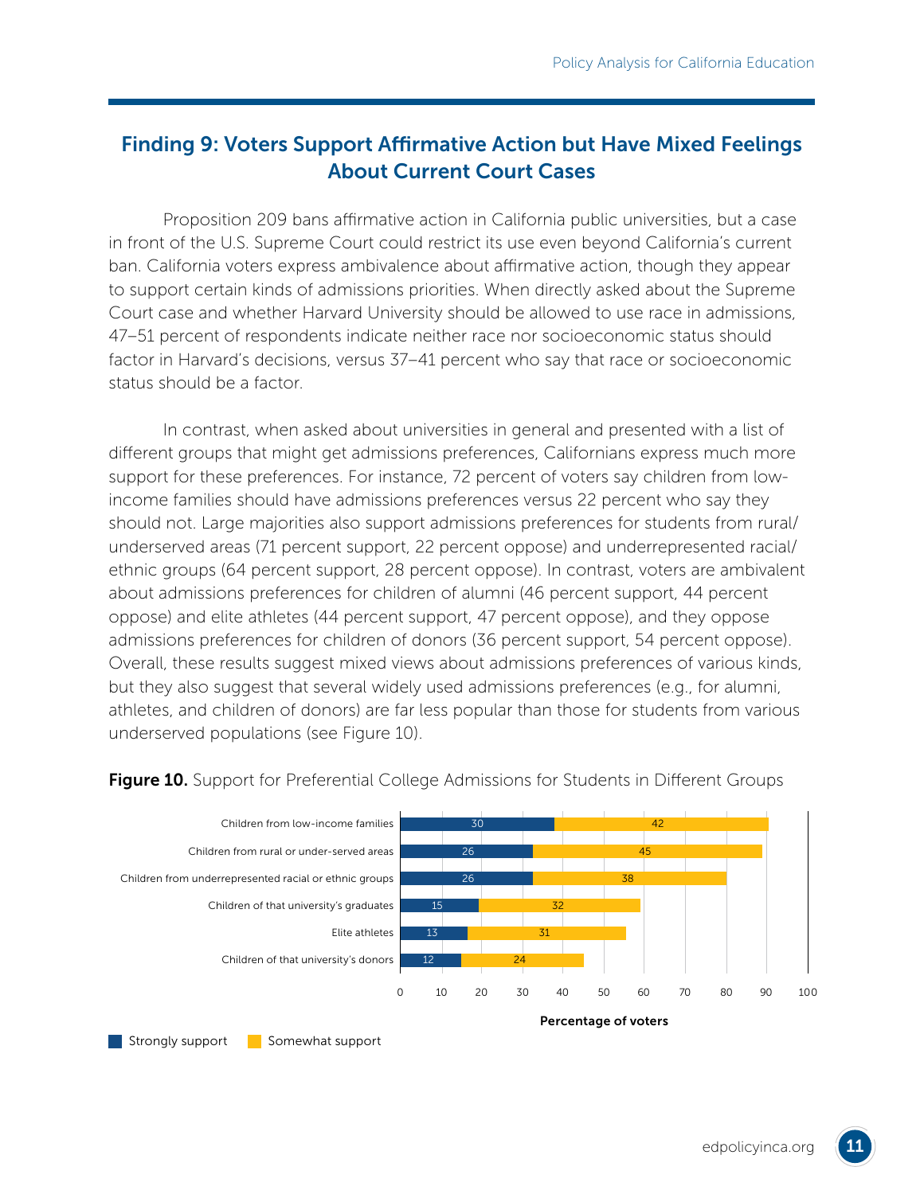## Finding 9: Voters Support Affirmative Action but Have Mixed Feelings About Current Court Cases

Proposition 209 bans affirmative action in California public universities, but a case in front of the U.S. Supreme Court could restrict its use even beyond California's current ban. California voters express ambivalence about affirmative action, though they appear to support certain kinds of admissions priorities. When directly asked about the Supreme Court case and whether Harvard University should be allowed to use race in admissions, 47–51 percent of respondents indicate neither race nor socioeconomic status should factor in Harvard's decisions, versus 37–41 percent who say that race or socioeconomic status should be a factor.

In contrast, when asked about universities in general and presented with a list of different groups that might get admissions preferences, Californians express much more support for these preferences. For instance, 72 percent of voters say children from low-income families should have admissions preferences versus 22 percent who say they should not. Large majorities also support admissions preferences for students from rural/underserved areas (71 percent support, 22 percent oppose) and underrepresented racial/ethnic groups (64 percent support, 28 percent oppose). In contrast, voters are ambivalent about admissions preferences for children of alumni (46 percent support, 44 percent oppose) and elite athletes (44 percent support, 47 percent oppose), and they oppose admissions preferences for children of donors (36 percent support, 54 percent oppose). Overall, these results suggest mixed views about admissions preferences of various kinds, but they also suggest that several widely used admissions preferences (e.g., for alumni, athletes, and children of donors) are far less popular than those for students from various underserved populations (see Figure 10).

**Figure 10.** Support for Preferential College Admissions for Students in Different Groups

| | Strongly support | Somewhat support |
|---|---|---|
| Children from low-income families | 30 | 42 |
| Children from rural or under-served areas | 26 | 45 |
| Children from underrepresented racial or ethnic groups | 26 | 38 |
| Children of that university's graduates | 15 | 32 |
| Elite athletes | 13 | 31 |
| Children of that university's donors | 12 | 24 |

Percentage of voters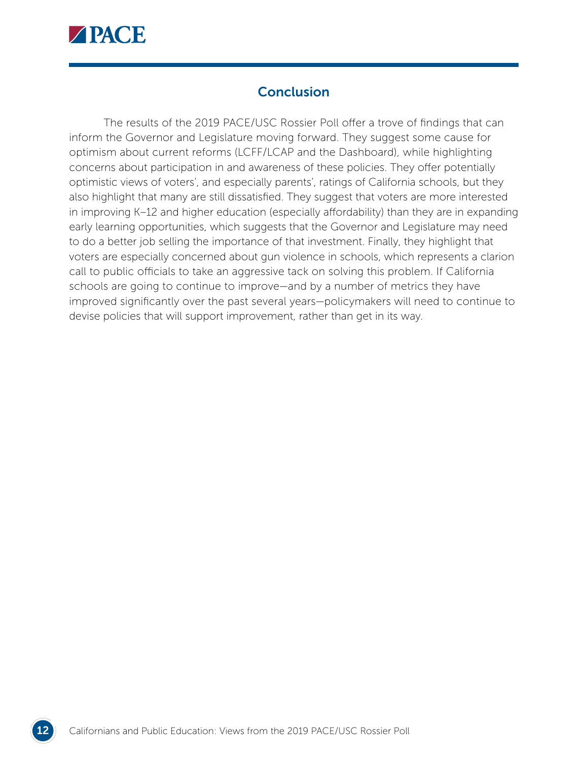## Conclusion

The results of the 2019 PACE/USC Rossier Poll offer a trove of findings that can inform the Governor and Legislature moving forward. They suggest some cause for optimism about current reforms (LCFF/LCAP and the Dashboard), while highlighting concerns about participation in and awareness of these policies. They offer potentially optimistic views of voters', and especially parents', ratings of California schools, but they also highlight that many are still dissatisfied. They suggest that voters are more interested in improving K–12 and higher education (especially affordability) than they are in expanding early learning opportunities, which suggests that the Governor and Legislature may need to do a better job selling the importance of that investment. Finally, they highlight that voters are especially concerned about gun violence in schools, which represents a clarion call to public officials to take an aggressive tack on solving this problem. If California schools are going to continue to improve—and by a number of metrics they have improved significantly over the past several years—policymakers will need to continue to devise policies that will support improvement, rather than get in its way.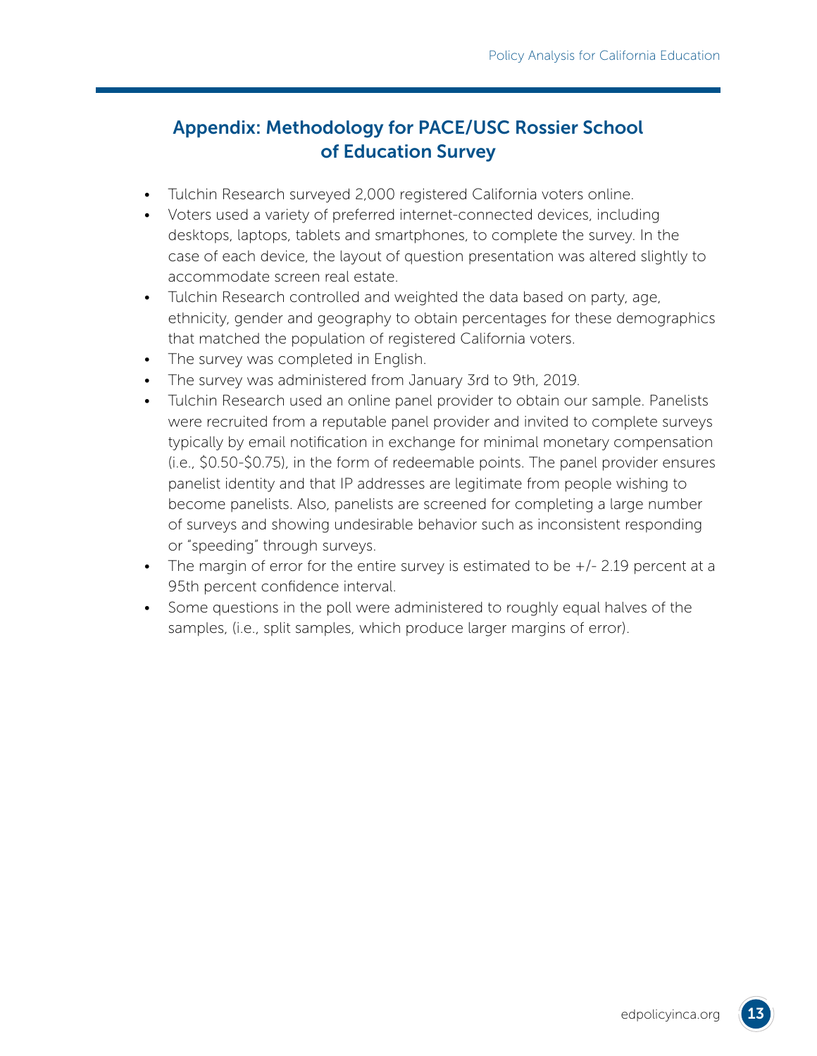## Appendix: Methodology for PACE/USC Rossier School of Education Survey

- Tulchin Research surveyed 2,000 registered California voters online.
- Voters used a variety of preferred internet-connected devices, including desktops, laptops, tablets and smartphones, to complete the survey. In the case of each device, the layout of question presentation was altered slightly to accommodate screen real estate.
- Tulchin Research controlled and weighted the data based on party, age, ethnicity, gender and geography to obtain percentages for these demographics that matched the population of registered California voters.
- The survey was completed in English.
- The survey was administered from January 3rd to 9th, 2019.
- Tulchin Research used an online panel provider to obtain our sample. Panelists were recruited from a reputable panel provider and invited to complete surveys typically by email notification in exchange for minimal monetary compensation (i.e., $0.50-$0.75), in the form of redeemable points. The panel provider ensures panelist identity and that IP addresses are legitimate from people wishing to become panelists. Also, panelists are screened for completing a large number of surveys and showing undesirable behavior such as inconsistent responding or "speeding" through surveys.
- The margin of error for the entire survey is estimated to be +/- 2.19 percent at a 95th percent confidence interval.
- Some questions in the poll were administered to roughly equal halves of the samples, (i.e., split samples, which produce larger margins of error).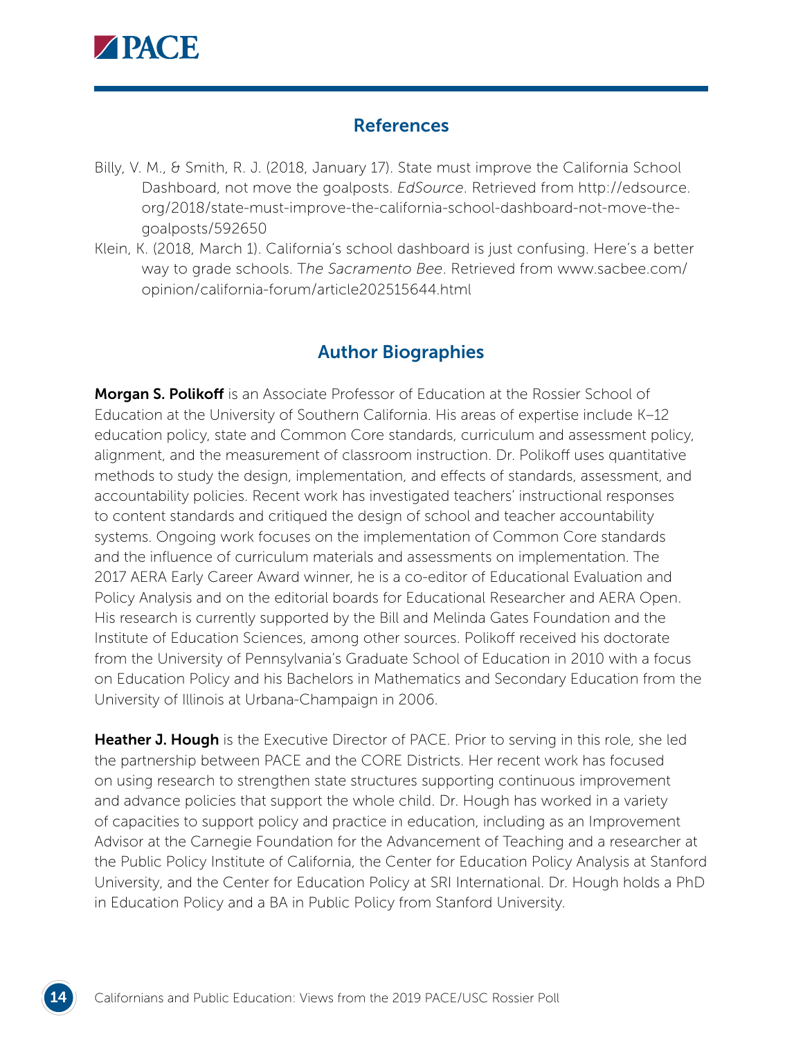## References

Billy, V. M., & Smith, R. J. (2018, January 17). State must improve the California School Dashboard, not move the goalposts. *EdSource*. Retrieved from http://edsource.org/2018/state-must-improve-the-california-school-dashboard-not-move-the-goalposts/592650

Klein, K. (2018, March 1). California's school dashboard is just confusing. Here's a better way to grade schools. T*he Sacramento Bee*. Retrieved from www.sacbee.com/opinion/california-forum/article202515644.html

## Author Biographies

**Morgan S. Polikoff** is an Associate Professor of Education at the Rossier School of Education at the University of Southern California. His areas of expertise include K–12 education policy, state and Common Core standards, curriculum and assessment policy, alignment, and the measurement of classroom instruction. Dr. Polikoff uses quantitative methods to study the design, implementation, and effects of standards, assessment, and accountability policies. Recent work has investigated teachers' instructional responses to content standards and critiqued the design of school and teacher accountability systems. Ongoing work focuses on the implementation of Common Core standards and the influence of curriculum materials and assessments on implementation. The 2017 AERA Early Career Award winner, he is a co-editor of Educational Evaluation and Policy Analysis and on the editorial boards for Educational Researcher and AERA Open. His research is currently supported by the Bill and Melinda Gates Foundation and the Institute of Education Sciences, among other sources. Polikoff received his doctorate from the University of Pennsylvania's Graduate School of Education in 2010 with a focus on Education Policy and his Bachelors in Mathematics and Secondary Education from the University of Illinois at Urbana-Champaign in 2006.

**Heather J. Hough** is the Executive Director of PACE. Prior to serving in this role, she led the partnership between PACE and the CORE Districts. Her recent work has focused on using research to strengthen state structures supporting continuous improvement and advance policies that support the whole child. Dr. Hough has worked in a variety of capacities to support policy and practice in education, including as an Improvement Advisor at the Carnegie Foundation for the Advancement of Teaching and a researcher at the Public Policy Institute of California, the Center for Education Policy Analysis at Stanford University, and the Center for Education Policy at SRI International. Dr. Hough holds a PhD in Education Policy and a BA in Public Policy from Stanford University.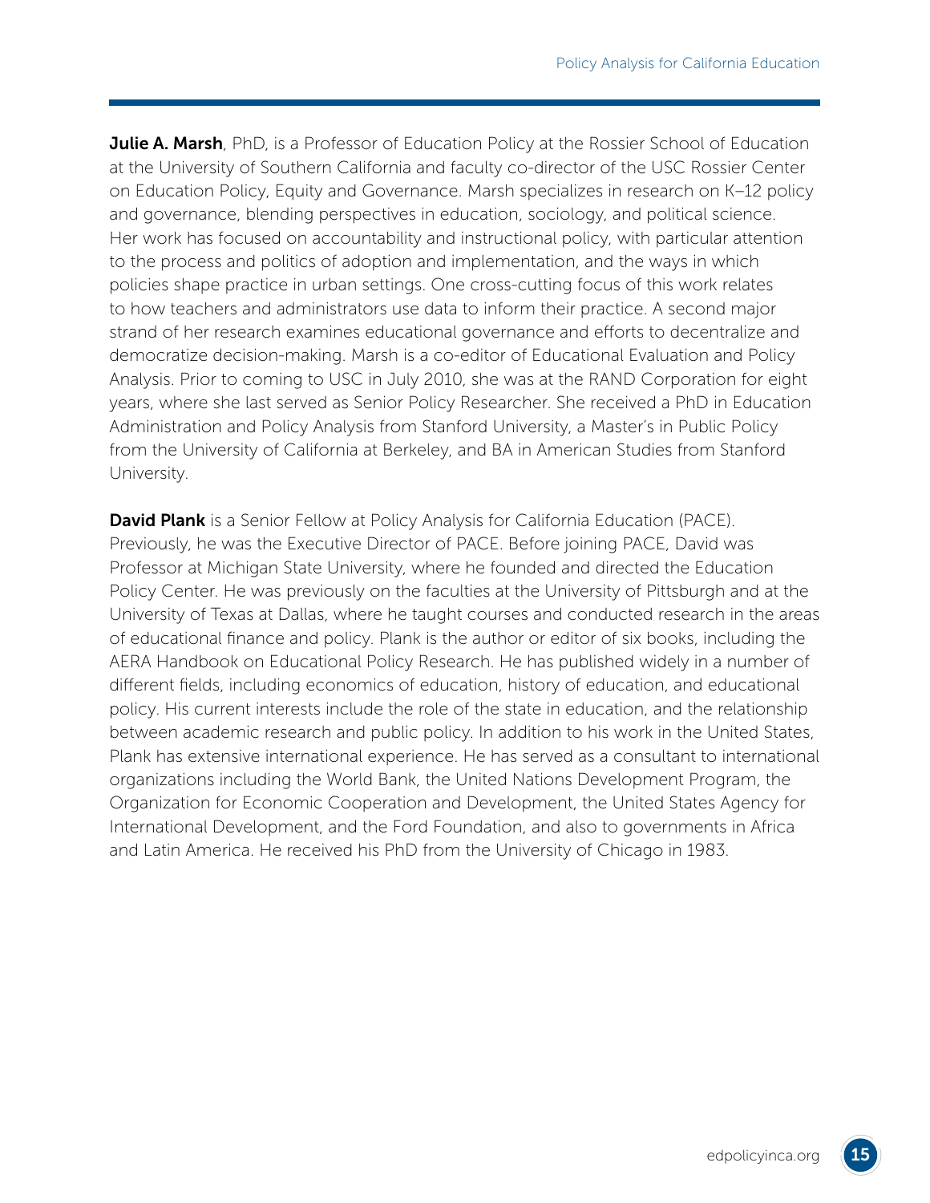**Julie A. Marsh**, PhD, is a Professor of Education Policy at the Rossier School of Education at the University of Southern California and faculty co-director of the USC Rossier Center on Education Policy, Equity and Governance. Marsh specializes in research on K–12 policy and governance, blending perspectives in education, sociology, and political science. Her work has focused on accountability and instructional policy, with particular attention to the process and politics of adoption and implementation, and the ways in which policies shape practice in urban settings. One cross-cutting focus of this work relates to how teachers and administrators use data to inform their practice. A second major strand of her research examines educational governance and efforts to decentralize and democratize decision-making. Marsh is a co-editor of Educational Evaluation and Policy Analysis. Prior to coming to USC in July 2010, she was at the RAND Corporation for eight years, where she last served as Senior Policy Researcher. She received a PhD in Education Administration and Policy Analysis from Stanford University, a Master's in Public Policy from the University of California at Berkeley, and BA in American Studies from Stanford University.

**David Plank** is a Senior Fellow at Policy Analysis for California Education (PACE). Previously, he was the Executive Director of PACE. Before joining PACE, David was Professor at Michigan State University, where he founded and directed the Education Policy Center. He was previously on the faculties at the University of Pittsburgh and at the University of Texas at Dallas, where he taught courses and conducted research in the areas of educational finance and policy. Plank is the author or editor of six books, including the AERA Handbook on Educational Policy Research. He has published widely in a number of different fields, including economics of education, history of education, and educational policy. His current interests include the role of the state in education, and the relationship between academic research and public policy. In addition to his work in the United States, Plank has extensive international experience. He has served as a consultant to international organizations including the World Bank, the United Nations Development Program, the Organization for Economic Cooperation and Development, the United States Agency for International Development, and the Ford Foundation, and also to governments in Africa and Latin America. He received his PhD from the University of Chicago in 1983.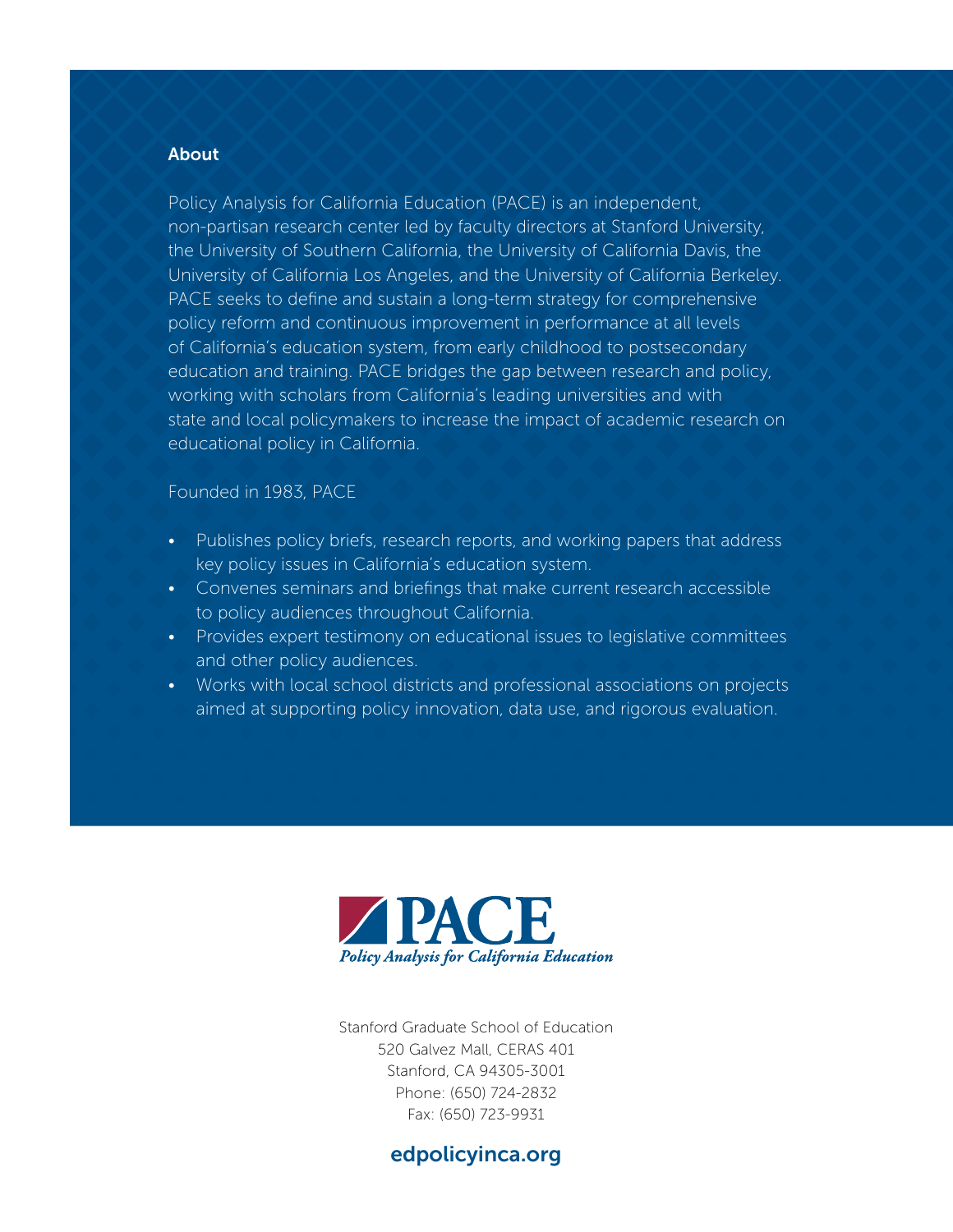## About

Policy Analysis for California Education (PACE) is an independent, non-partisan research center led by faculty directors at Stanford University, the University of Southern California, the University of California Davis, the University of California Los Angeles, and the University of California Berkeley. PACE seeks to define and sustain a long-term strategy for comprehensive policy reform and continuous improvement in performance at all levels of California's education system, from early childhood to postsecondary education and training. PACE bridges the gap between research and policy, working with scholars from California's leading universities and with state and local policymakers to increase the impact of academic research on educational policy in California.

Founded in 1983, PACE

- Publishes policy briefs, research reports, and working papers that address key policy issues in California's education system.
- Convenes seminars and briefings that make current research accessible to policy audiences throughout California.
- Provides expert testimony on educational issues to legislative committees and other policy audiences.
- Works with local school districts and professional associations on projects aimed at supporting policy innovation, data use, and rigorous evaluation.

**PACE**
*Policy Analysis for California Education*

Stanford Graduate School of Education
520 Galvez Mall, CERAS 401
Stanford, CA 94305-3001
Phone: (650) 724-2832
Fax: (650) 723-9931

**edpolicyinca.org**